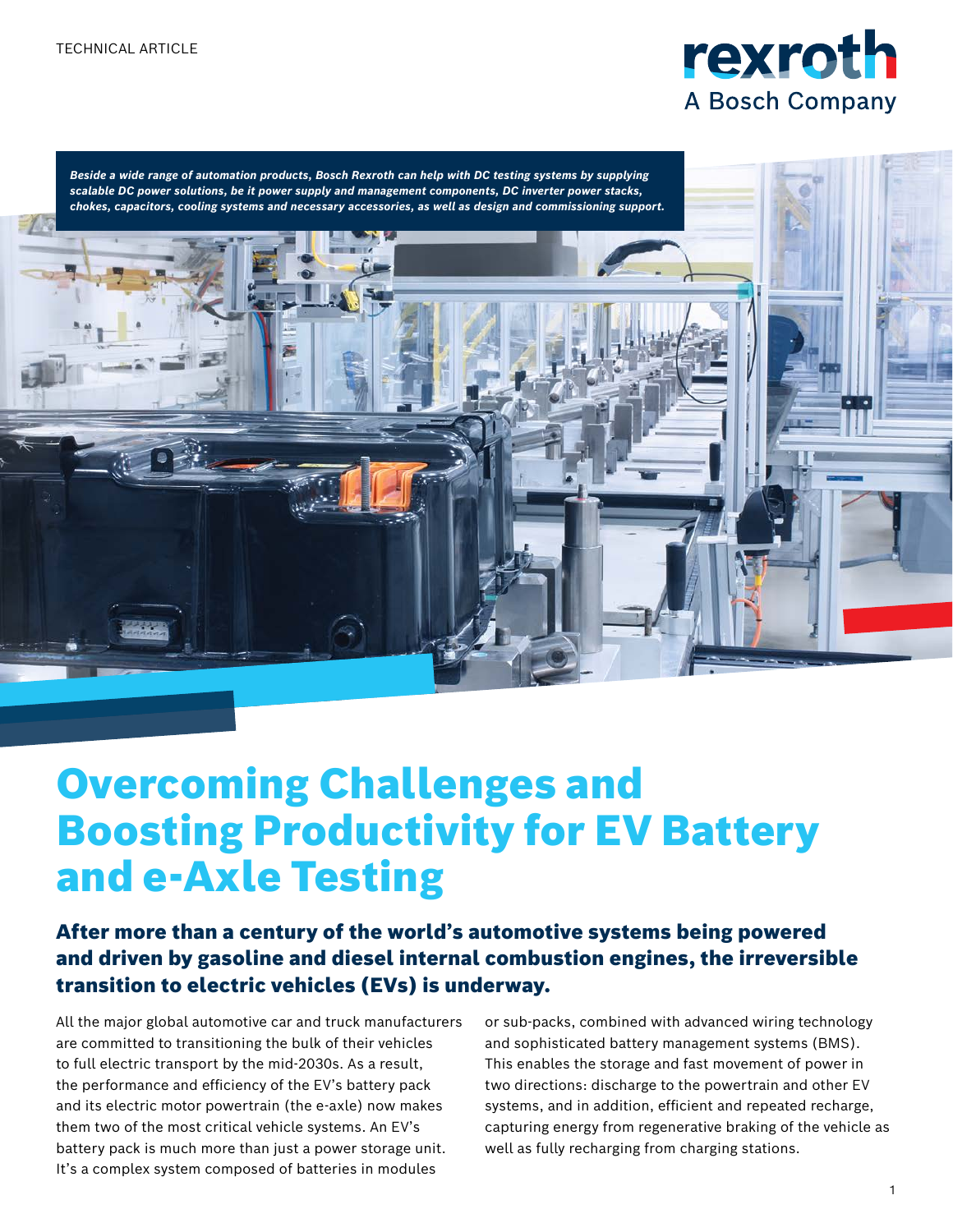TECHNICAL ARTICLE

rexroth
A Bosch Company

***Beside a wide range of automation products, Bosch Rexroth can help with DC testing systems by supplying scalable DC power solutions, be it power supply and management components, DC inverter power stacks, chokes, capacitors, cooling systems and necessary accessories, as well as design and commissioning support.***

# Overcoming Challenges and Boosting Productivity for EV Battery and e-Axle Testing

## After more than a century of the world's automotive systems being powered and driven by gasoline and diesel internal combustion engines, the irreversible transition to electric vehicles (EVs) is underway.

All the major global automotive car and truck manufacturers are committed to transitioning the bulk of their vehicles to full electric transport by the mid-2030s. As a result, the performance and efficiency of the EV's battery pack and its electric motor powertrain (the e-axle) now makes them two of the most critical vehicle systems. An EV's battery pack is much more than just a power storage unit. It's a complex system composed of batteries in modules or sub-packs, combined with advanced wiring technology and sophisticated battery management systems (BMS). This enables the storage and fast movement of power in two directions: discharge to the powertrain and other EV systems, and in addition, efficient and repeated recharge, capturing energy from regenerative braking of the vehicle as well as fully recharging from charging stations.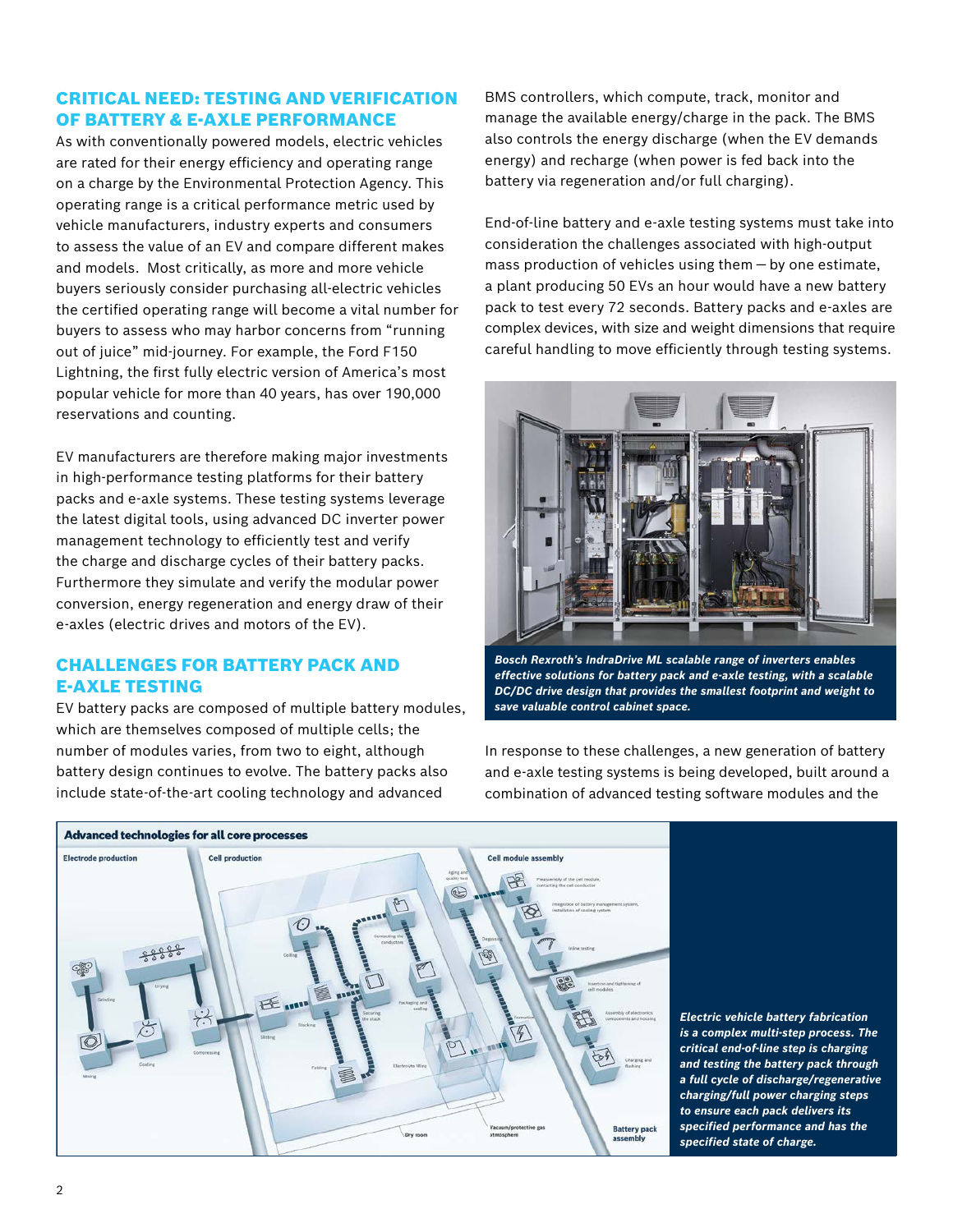## CRITICAL NEED: TESTING AND VERIFICATION OF BATTERY & E-AXLE PERFORMANCE

As with conventionally powered models, electric vehicles are rated for their energy efficiency and operating range on a charge by the Environmental Protection Agency. This operating range is a critical performance metric used by vehicle manufacturers, industry experts and consumers to assess the value of an EV and compare different makes and models. Most critically, as more and more vehicle buyers seriously consider purchasing all-electric vehicles the certified operating range will become a vital number for buyers to assess who may harbor concerns from "running out of juice" mid-journey. For example, the Ford F150 Lightning, the first fully electric version of America's most popular vehicle for more than 40 years, has over 190,000 reservations and counting.

EV manufacturers are therefore making major investments in high-performance testing platforms for their battery packs and e-axle systems. These testing systems leverage the latest digital tools, using advanced DC inverter power management technology to efficiently test and verify the charge and discharge cycles of their battery packs. Furthermore they simulate and verify the modular power conversion, energy regeneration and energy draw of their e-axles (electric drives and motors of the EV).

## CHALLENGES FOR BATTERY PACK AND E-AXLE TESTING

EV battery packs are composed of multiple battery modules, which are themselves composed of multiple cells; the number of modules varies, from two to eight, although battery design continues to evolve. The battery packs also include state-of-the-art cooling technology and advanced BMS controllers, which compute, track, monitor and manage the available energy/charge in the pack. The BMS also controls the energy discharge (when the EV demands energy) and recharge (when power is fed back into the battery via regeneration and/or full charging).

End-of-line battery and e-axle testing systems must take into consideration the challenges associated with high-output mass production of vehicles using them – by one estimate, a plant producing 50 EVs an hour would have a new battery pack to test every 72 seconds. Battery packs and e-axles are complex devices, with size and weight dimensions that require careful handling to move efficiently through testing systems.

***Bosch Rexroth's IndraDrive ML scalable range of inverters enables effective solutions for battery pack and e-axle testing, with a scalable DC/DC drive design that provides the smallest footprint and weight to save valuable control cabinet space.***

In response to these challenges, a new generation of battery and e-axle testing systems is being developed, built around a combination of advanced testing software modules and the

***Electric vehicle battery fabrication is a complex multi-step process. The critical end-of-line step is charging and testing the battery pack through a full cycle of discharge/regenerative charging/full power charging steps to ensure each pack delivers its specified performance and has the specified state of charge.***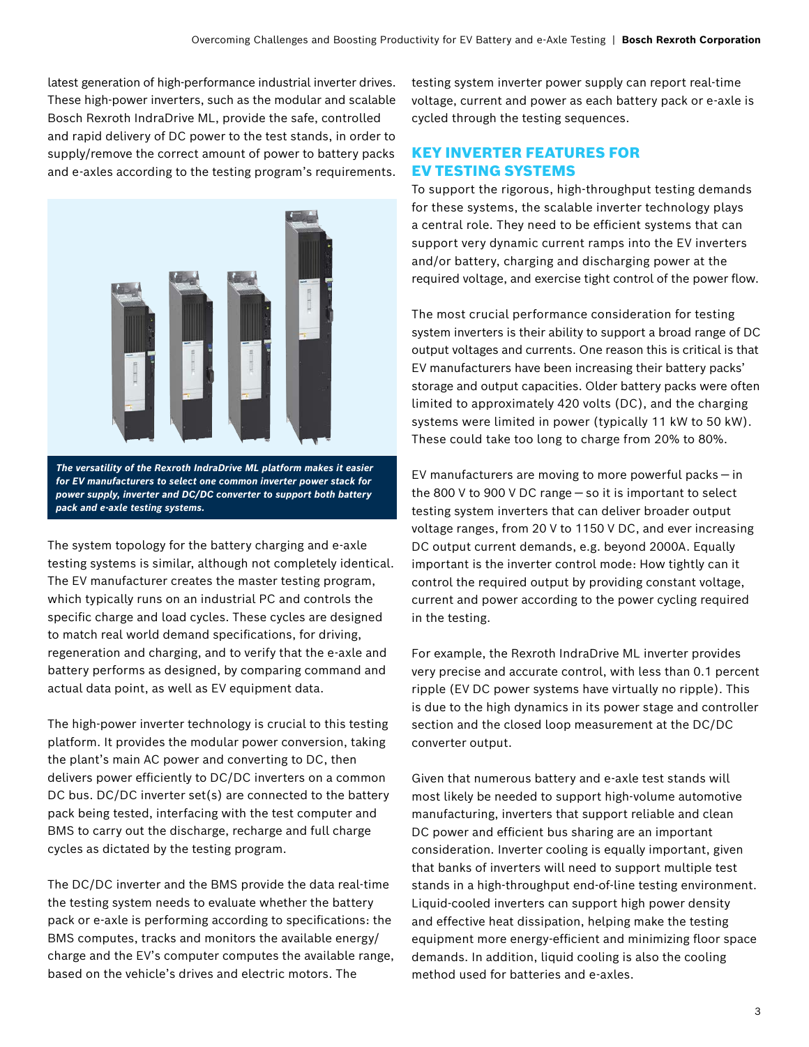latest generation of high-performance industrial inverter drives. These high-power inverters, such as the modular and scalable Bosch Rexroth IndraDrive ML, provide the safe, controlled and rapid delivery of DC power to the test stands, in order to supply/remove the correct amount of power to battery packs and e-axles according to the testing program's requirements.

***The versatility of the Rexroth IndraDrive ML platform makes it easier for EV manufacturers to select one common inverter power stack for power supply, inverter and DC/DC converter to support both battery pack and e-axle testing systems.***

The system topology for the battery charging and e-axle testing systems is similar, although not completely identical. The EV manufacturer creates the master testing program, which typically runs on an industrial PC and controls the specific charge and load cycles. These cycles are designed to match real world demand specifications, for driving, regeneration and charging, and to verify that the e-axle and battery performs as designed, by comparing command and actual data point, as well as EV equipment data.

The high-power inverter technology is crucial to this testing platform. It provides the modular power conversion, taking the plant's main AC power and converting to DC, then delivers power efficiently to DC/DC inverters on a common DC bus. DC/DC inverter set(s) are connected to the battery pack being tested, interfacing with the test computer and BMS to carry out the discharge, recharge and full charge cycles as dictated by the testing program.

The DC/DC inverter and the BMS provide the data real-time the testing system needs to evaluate whether the battery pack or e-axle is performing according to specifications: the BMS computes, tracks and monitors the available energy/charge and the EV's computer computes the available range, based on the vehicle's drives and electric motors. The testing system inverter power supply can report real-time voltage, current and power as each battery pack or e-axle is cycled through the testing sequences.

## KEY INVERTER FEATURES FOR EV TESTING SYSTEMS

To support the rigorous, high-throughput testing demands for these systems, the scalable inverter technology plays a central role. They need to be efficient systems that can support very dynamic current ramps into the EV inverters and/or battery, charging and discharging power at the required voltage, and exercise tight control of the power flow.

The most crucial performance consideration for testing system inverters is their ability to support a broad range of DC output voltages and currents. One reason this is critical is that EV manufacturers have been increasing their battery packs' storage and output capacities. Older battery packs were often limited to approximately 420 volts (DC), and the charging systems were limited in power (typically 11 kW to 50 kW). These could take too long to charge from 20% to 80%.

EV manufacturers are moving to more powerful packs — in the 800 V to 900 V DC range — so it is important to select testing system inverters that can deliver broader output voltage ranges, from 20 V to 1150 V DC, and ever increasing DC output current demands, e.g. beyond 2000A. Equally important is the inverter control mode: How tightly can it control the required output by providing constant voltage, current and power according to the power cycling required in the testing.

For example, the Rexroth IndraDrive ML inverter provides very precise and accurate control, with less than 0.1 percent ripple (EV DC power systems have virtually no ripple). This is due to the high dynamics in its power stage and controller section and the closed loop measurement at the DC/DC converter output.

Given that numerous battery and e-axle test stands will most likely be needed to support high-volume automotive manufacturing, inverters that support reliable and clean DC power and efficient bus sharing are an important consideration. Inverter cooling is equally important, given that banks of inverters will need to support multiple test stands in a high-throughput end-of-line testing environment. Liquid-cooled inverters can support high power density and effective heat dissipation, helping make the testing equipment more energy-efficient and minimizing floor space demands. In addition, liquid cooling is also the cooling method used for batteries and e-axles.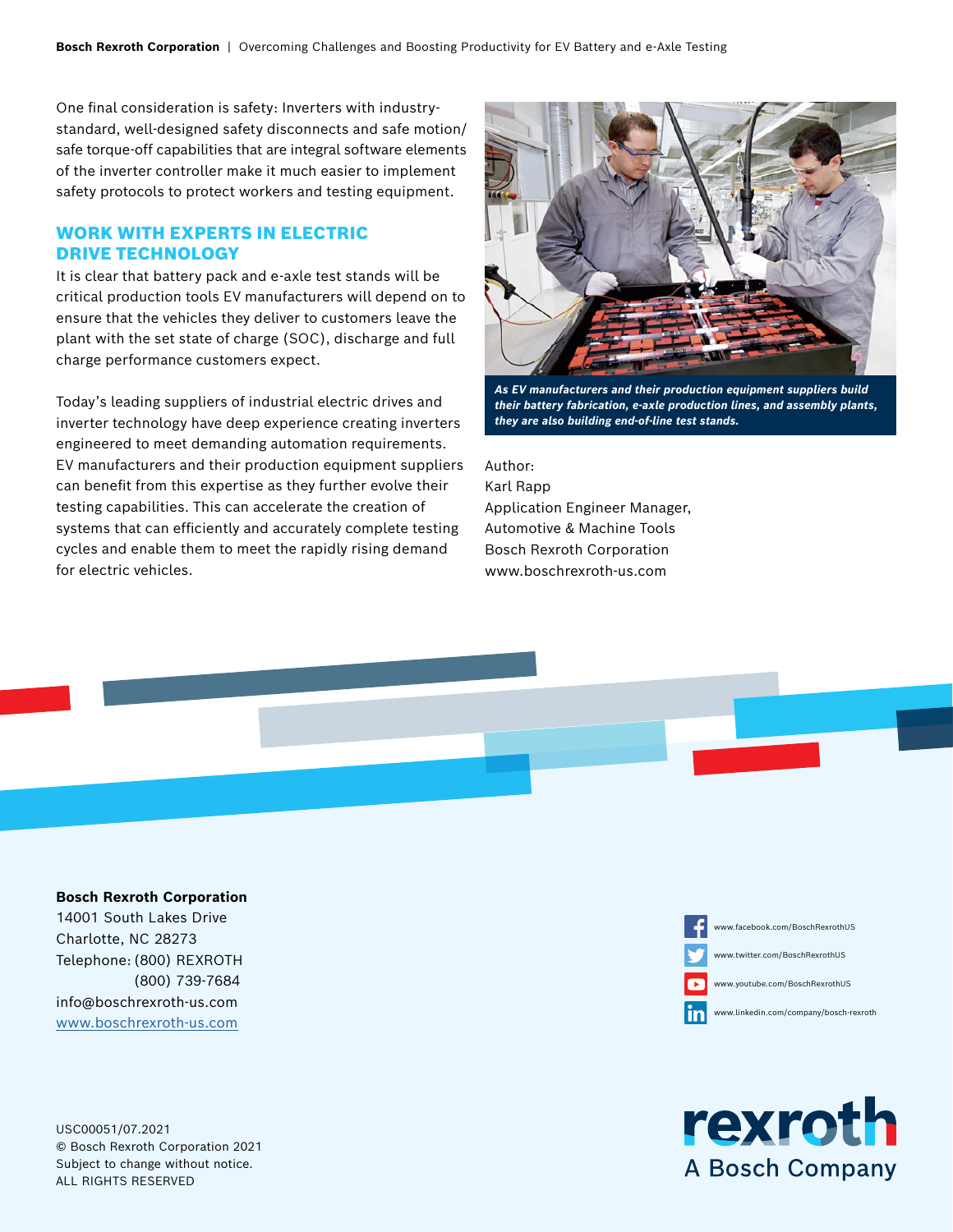One final consideration is safety: Inverters with industry-standard, well-designed safety disconnects and safe motion/ safe torque-off capabilities that are integral software elements of the inverter controller make it much easier to implement safety protocols to protect workers and testing equipment.

## WORK WITH EXPERTS IN ELECTRIC DRIVE TECHNOLOGY

It is clear that battery pack and e-axle test stands will be critical production tools EV manufacturers will depend on to ensure that the vehicles they deliver to customers leave the plant with the set state of charge (SOC), discharge and full charge performance customers expect.

Today's leading suppliers of industrial electric drives and inverter technology have deep experience creating inverters engineered to meet demanding automation requirements. EV manufacturers and their production equipment suppliers can benefit from this expertise as they further evolve their testing capabilities. This can accelerate the creation of systems that can efficiently and accurately complete testing cycles and enable them to meet the rapidly rising demand for electric vehicles.

*As EV manufacturers and their production equipment suppliers build their battery fabrication, e-axle production lines, and assembly plants, they are also building end-of-line test stands.*

Author:
Karl Rapp
Application Engineer Manager,
Automotive & Machine Tools
Bosch Rexroth Corporation
www.boschrexroth-us.com

**Bosch Rexroth Corporation**
14001 South Lakes Drive
Charlotte, NC 28273
Telephone: (800) REXROTH
(800) 739-7684
info@boschrexroth-us.com
www.boschrexroth-us.com

www.facebook.com/BoschRexrothUS
www.twitter.com/BoschRexrothUS
www.youtube.com/BoschRexrothUS
www.linkedin.com/company/bosch-rexroth

USC00051/07.2021
© Bosch Rexroth Corporation 2021
Subject to change without notice.
ALL RIGHTS RESERVED

rexroth
A Bosch Company